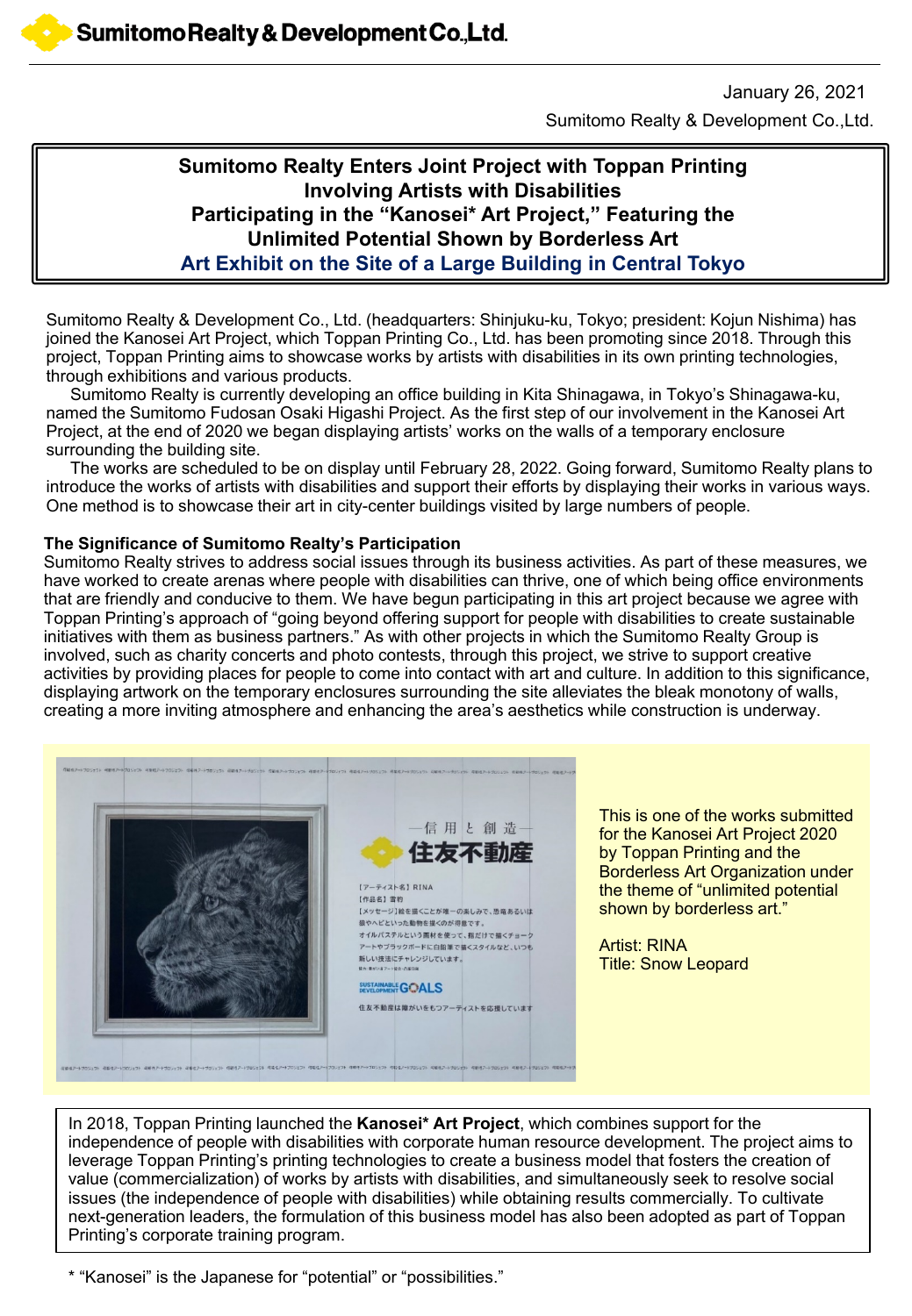January 26, 2021

Sumitomo Realty & Development Co.,Ltd.

# Sumitomo Realty Enters Joint Project with Toppan Printing Involving Artists with Disabilities
## Participating in the "Kanosei* Art Project," Featuring the Unlimited Potential Shown by Borderless Art
## Art Exhibit on the Site of a Large Building in Central Tokyo

Sumitomo Realty & Development Co., Ltd. (headquarters: Shinjuku-ku, Tokyo; president: Kojun Nishima) has joined the Kanosei Art Project, which Toppan Printing Co., Ltd. has been promoting since 2018. Through this project, Toppan Printing aims to showcase works by artists with disabilities in its own printing technologies, through exhibitions and various products.

Sumitomo Realty is currently developing an office building in Kita Shinagawa, in Tokyo's Shinagawa-ku, named the Sumitomo Fudosan Osaki Higashi Project. As the first step of our involvement in the Kanosei Art Project, at the end of 2020 we began displaying artists' works on the walls of a temporary enclosure surrounding the building site.

The works are scheduled to be on display until February 28, 2022. Going forward, Sumitomo Realty plans to introduce the works of artists with disabilities and support their efforts by displaying their works in various ways. One method is to showcase their art in city-center buildings visited by large numbers of people.

**The Significance of Sumitomo Realty's Participation**

Sumitomo Realty strives to address social issues through its business activities. As part of these measures, we have worked to create arenas where people with disabilities can thrive, one of which being office environments that are friendly and conducive to them. We have begun participating in this art project because we agree with Toppan Printing's approach of "going beyond offering support for people with disabilities to create sustainable initiatives with them as business partners." As with other projects in which the Sumitomo Realty Group is involved, such as charity concerts and photo contests, through this project, we strive to support creative activities by providing places for people to come into contact with art and culture. In addition to this significance, displaying artwork on the temporary enclosures surrounding the site alleviates the bleak monotony of walls, creating a more inviting atmosphere and enhancing the area's aesthetics while construction is underway.

This is one of the works submitted for the Kanosei Art Project 2020 by Toppan Printing and the Borderless Art Organization under the theme of "unlimited potential shown by borderless art."

Artist: RINA
Title: Snow Leopard

In 2018, Toppan Printing launched the **Kanosei* Art Project**, which combines support for the independence of people with disabilities with corporate human resource development. The project aims to leverage Toppan Printing's printing technologies to create a business model that fosters the creation of value (commercialization) of works by artists with disabilities, and simultaneously seek to resolve social issues (the independence of people with disabilities) while obtaining results commercially. To cultivate next-generation leaders, the formulation of this business model has also been adopted as part of Toppan Printing's corporate training program.

* "Kanosei" is the Japanese for "potential" or "possibilities."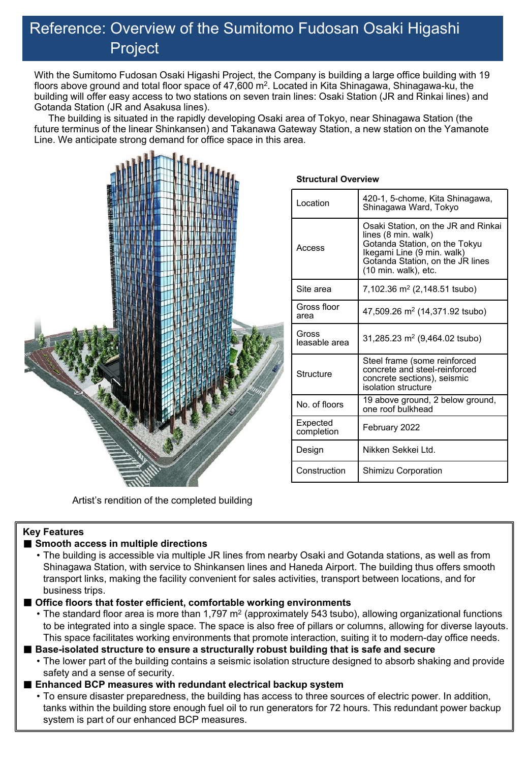# Reference: Overview of the Sumitomo Fudosan Osaki Higashi Project

With the Sumitomo Fudosan Osaki Higashi Project, the Company is building a large office building with 19 floors above ground and total floor space of 47,600 m². Located in Kita Shinagawa, Shinagawa-ku, the building will offer easy access to two stations on seven train lines: Osaki Station (JR and Rinkai lines) and Gotanda Station (JR and Asakusa lines).

The building is situated in the rapidly developing Osaki area of Tokyo, near Shinagawa Station (the future terminus of the linear Shinkansen) and Takanawa Gateway Station, a new station on the Yamanote Line. We anticipate strong demand for office space in this area.

Artist's rendition of the completed building

**Structural Overview**

| | |
|---|---|
| Location | 420-1, 5-chome, Kita Shinagawa, Shinagawa Ward, Tokyo |
| Access | Osaki Station, on the JR and Rinkai lines (8 min. walk)<br>Gotanda Station, on the Tokyu Ikegami Line (9 min. walk)<br>Gotanda Station, on the JR lines (10 min. walk), etc. |
| Site area | 7,102.36 m² (2,148.51 tsubo) |
| Gross floor area | 47,509.26 m² (14,371.92 tsubo) |
| Gross leasable area | 31,285.23 m² (9,464.02 tsubo) |
| Structure | Steel frame (some reinforced concrete and steel-reinforced concrete sections), seismic isolation structure |
| No. of floors | 19 above ground, 2 below ground, one roof bulkhead |
| Expected completion | February 2022 |
| Design | Nikken Sekkei Ltd. |
| Construction | Shimizu Corporation |

**Key Features**

■ **Smooth access in multiple directions**
- The building is accessible via multiple JR lines from nearby Osaki and Gotanda stations, as well as from Shinagawa Station, with service to Shinkansen lines and Haneda Airport. The building thus offers smooth transport links, making the facility convenient for sales activities, transport between locations, and for business trips.

■ **Office floors that foster efficient, comfortable working environments**
- The standard floor area is more than 1,797 m² (approximately 543 tsubo), allowing organizational functions to be integrated into a single space. The space is also free of pillars or columns, allowing for diverse layouts. This space facilitates working environments that promote interaction, suiting it to modern-day office needs.

■ **Base-isolated structure to ensure a structurally robust building that is safe and secure**
- The lower part of the building contains a seismic isolation structure designed to absorb shaking and provide safety and a sense of security.

■ **Enhanced BCP measures with redundant electrical backup system**
- To ensure disaster preparedness, the building has access to three sources of electric power. In addition, tanks within the building store enough fuel oil to run generators for 72 hours. This redundant power backup system is part of our enhanced BCP measures.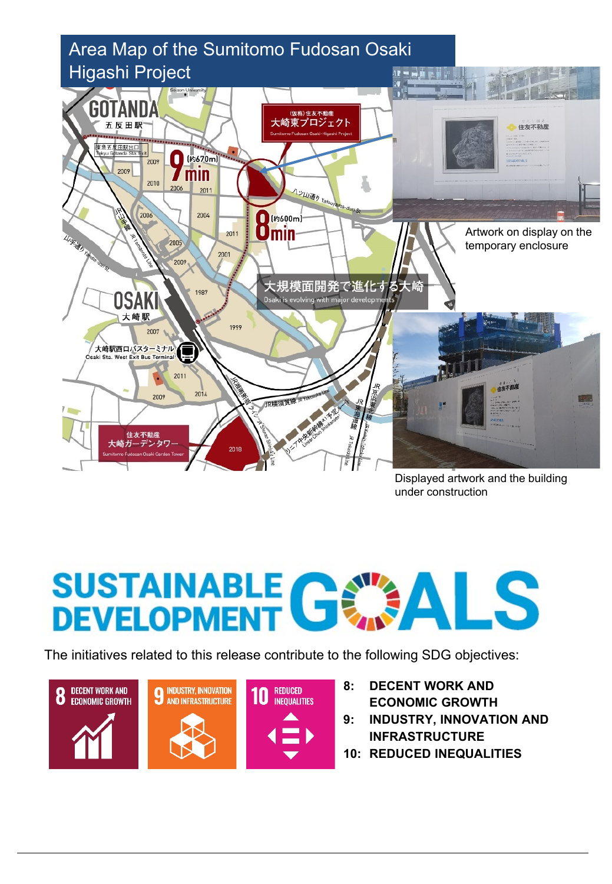## Area Map of the Sumitomo Fudosan Osaki Higashi Project

Artwork on display on the temporary enclosure

Displayed artwork and the building under construction

The initiatives related to this release contribute to the following SDG objectives:

- **8: DECENT WORK AND ECONOMIC GROWTH**
- **9: INDUSTRY, INNOVATION AND INFRASTRUCTURE**
- **10: REDUCED INEQUALITIES**